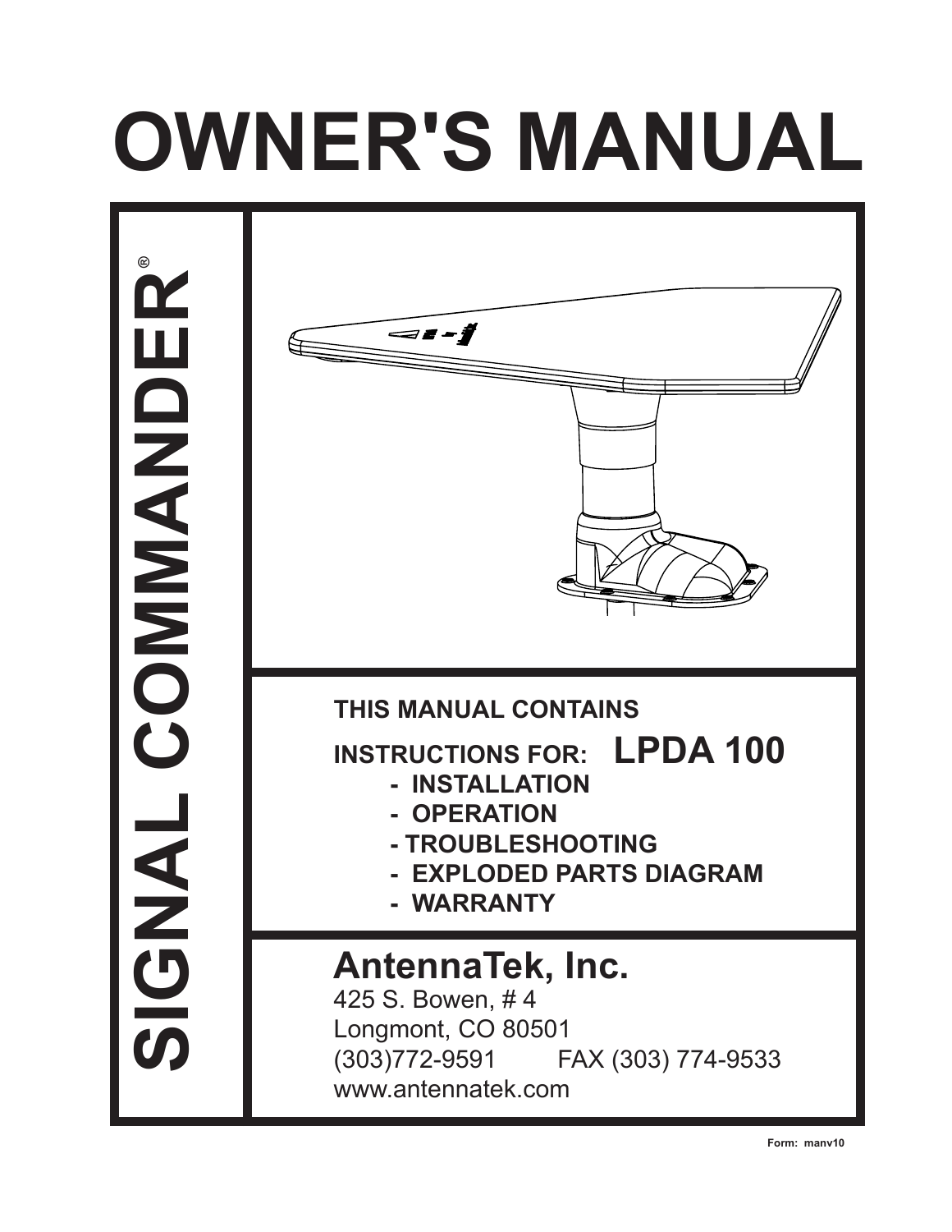# OWNER'S MANUAL

**SIGNAL COMMANDER®**

**THIS MANUAL CONTAINS**

**INSTRUCTIONS FOR: LPDA 100**

- **INSTALLATION**
- **OPERATION**
- **TROUBLESHOOTING**
- **EXPLODED PARTS DIAGRAM**
- **WARRANTY**

## AntennaTek, Inc.

425 S. Bowen, # 4
Longmont, CO 80501
(303)772-9591 FAX (303) 774-9533
www.antennatek.com

Form: manv10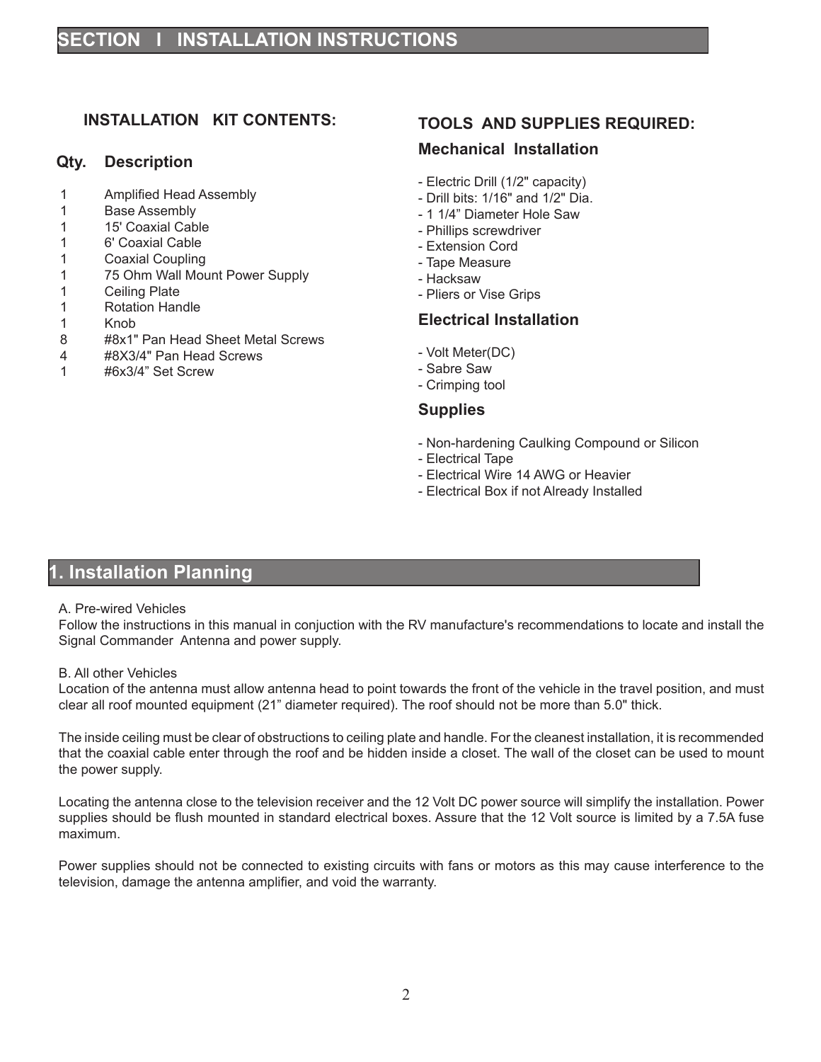# SECTION I INSTALLATION INSTRUCTIONS

## INSTALLATION KIT CONTENTS:

| Qty. | Description |
|---|---|
| 1 | Amplified Head Assembly |
| 1 | Base Assembly |
| 1 | 15' Coaxial Cable |
| 1 | 6' Coaxial Cable |
| 1 | Coaxial Coupling |
| 1 | 75 Ohm Wall Mount Power Supply |
| 1 | Ceiling Plate |
| 1 | Rotation Handle |
| 1 | Knob |
| 8 | #8x1" Pan Head Sheet Metal Screws |
| 4 | #8X3/4" Pan Head Screws |
| 1 | #6x3/4" Set Screw |

## TOOLS AND SUPPLIES REQUIRED:

### Mechanical Installation

- Electric Drill (1/2" capacity)
- Drill bits: 1/16" and 1/2" Dia.
- 1 1/4" Diameter Hole Saw
- Phillips screwdriver
- Extension Cord
- Tape Measure
- Hacksaw
- Pliers or Vise Grips

### Electrical Installation

- Volt Meter(DC)
- Sabre Saw
- Crimping tool

### Supplies

- Non-hardening Caulking Compound or Silicon
- Electrical Tape
- Electrical Wire 14 AWG or Heavier
- Electrical Box if not Already Installed

# 1. Installation Planning

A. Pre-wired Vehicles

Follow the instructions in this manual in conjuction with the RV manufacture's recommendations to locate and install the Signal Commander Antenna and power supply.

B. All other Vehicles

Location of the antenna must allow antenna head to point towards the front of the vehicle in the travel position, and must clear all roof mounted equipment (21" diameter required). The roof should not be more than 5.0" thick.

The inside ceiling must be clear of obstructions to ceiling plate and handle. For the cleanest installation, it is recommended that the coaxial cable enter through the roof and be hidden inside a closet. The wall of the closet can be used to mount the power supply.

Locating the antenna close to the television receiver and the 12 Volt DC power source will simplify the installation. Power supplies should be flush mounted in standard electrical boxes. Assure that the 12 Volt source is limited by a 7.5A fuse maximum.

Power supplies should not be connected to existing circuits with fans or motors as this may cause interference to the television, damage the antenna amplifier, and void the warranty.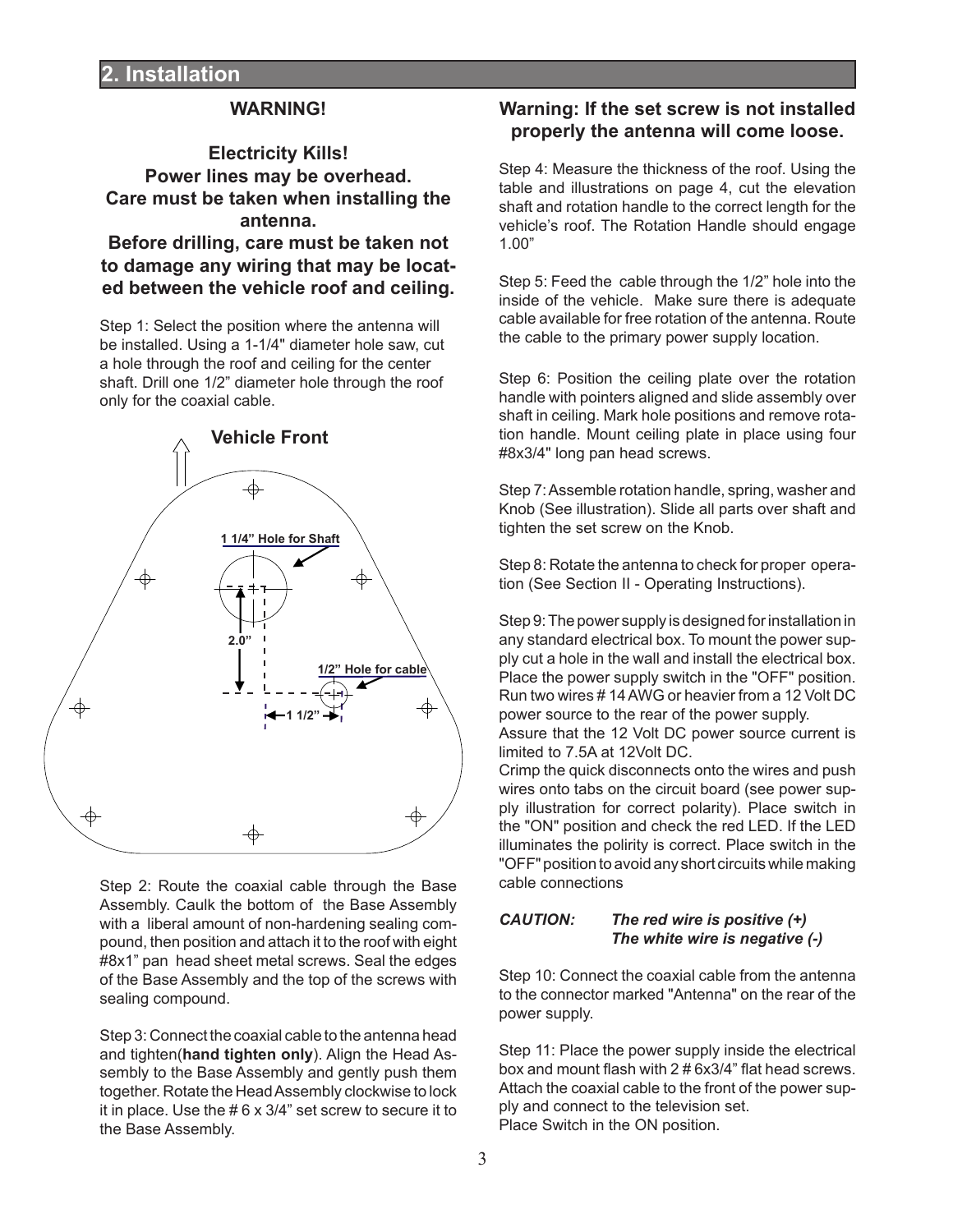## 2. Installation

**WARNING!**

**Electricity Kills!**
**Power lines may be overhead.**
**Care must be taken when installing the antenna.**
**Before drilling, care must be taken not to damage any wiring that may be located between the vehicle roof and ceiling.**

Step 1: Select the position where the antenna will be installed. Using a 1-1/4" diameter hole saw, cut a hole through the roof and ceiling for the center shaft. Drill one 1/2” diameter hole through the roof only for the coaxial cable.

**Vehicle Front**

1 1/4” Hole for Shaft

2.0”

1/2” Hole for cable

1 1/2”

Step 2: Route the coaxial cable through the Base Assembly. Caulk the bottom of the Base Assembly with a liberal amount of non-hardening sealing compound, then position and attach it to the roof with eight #8x1” pan head sheet metal screws. Seal the edges of the Base Assembly and the top of the screws with sealing compound.

Step 3: Connect the coaxial cable to the antenna head and tighten(**hand tighten only**). Align the Head Assembly to the Base Assembly and gently push them together. Rotate the Head Assembly clockwise to lock it in place. Use the # 6 x 3/4” set screw to secure it to the Base Assembly.

**Warning: If the set screw is not installed properly the antenna will come loose.**

Step 4: Measure the thickness of the roof. Using the table and illustrations on page 4, cut the elevation shaft and rotation handle to the correct length for the vehicle’s roof. The Rotation Handle should engage 1.00”

Step 5: Feed the cable through the 1/2” hole into the inside of the vehicle. Make sure there is adequate cable available for free rotation of the antenna. Route the cable to the primary power supply location.

Step 6: Position the ceiling plate over the rotation handle with pointers aligned and slide assembly over shaft in ceiling. Mark hole positions and remove rotation handle. Mount ceiling plate in place using four #8x3/4" long pan head screws.

Step 7: Assemble rotation handle, spring, washer and Knob (See illustration). Slide all parts over shaft and tighten the set screw on the Knob.

Step 8: Rotate the antenna to check for proper operation (See Section II - Operating Instructions).

Step 9: The power supply is designed for installation in any standard electrical box. To mount the power supply cut a hole in the wall and install the electrical box. Place the power supply switch in the "OFF" position. Run two wires # 14 AWG or heavier from a 12 Volt DC power source to the rear of the power supply.
Assure that the 12 Volt DC power source current is limited to 7.5A at 12Volt DC.
Crimp the quick disconnects onto the wires and push wires onto tabs on the circuit board (see power supply illustration for correct polarity). Place switch in the "ON" position and check the red LED. If the LED illuminates the polirity is correct. Place switch in the "OFF" position to avoid any short circuits while making cable connections

***CAUTION:*** ***The red wire is positive (+)***
***The white wire is negative (-)***

Step 10: Connect the coaxial cable from the antenna to the connector marked "Antenna" on the rear of the power supply.

Step 11: Place the power supply inside the electrical box and mount flash with 2 # 6x3/4” flat head screws. Attach the coaxial cable to the front of the power supply and connect to the television set.
Place Switch in the ON position.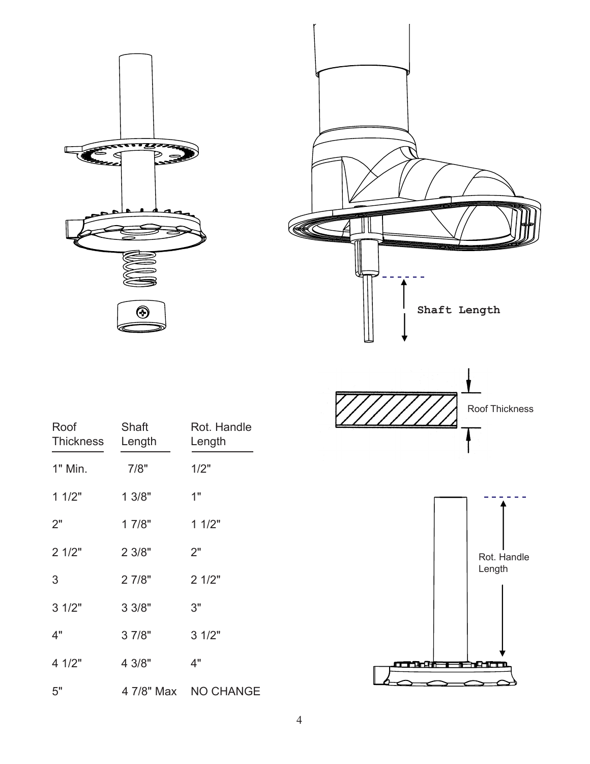| Roof Thickness | Shaft Length | Rot. Handle Length |
|---|---|---|
| 1" Min. | 7/8" | 1/2" |
| 1 1/2" | 1 3/8" | 1" |
| 2" | 1 7/8" | 1 1/2" |
| 2 1/2" | 2 3/8" | 2" |
| 3 | 2 7/8" | 2 1/2" |
| 3 1/2" | 3 3/8" | 3" |
| 4" | 3 7/8" | 3 1/2" |
| 4 1/2" | 4 3/8" | 4" |
| 5" | 4 7/8" Max | NO CHANGE |

Shaft Length

Roof Thickness

Rot. Handle Length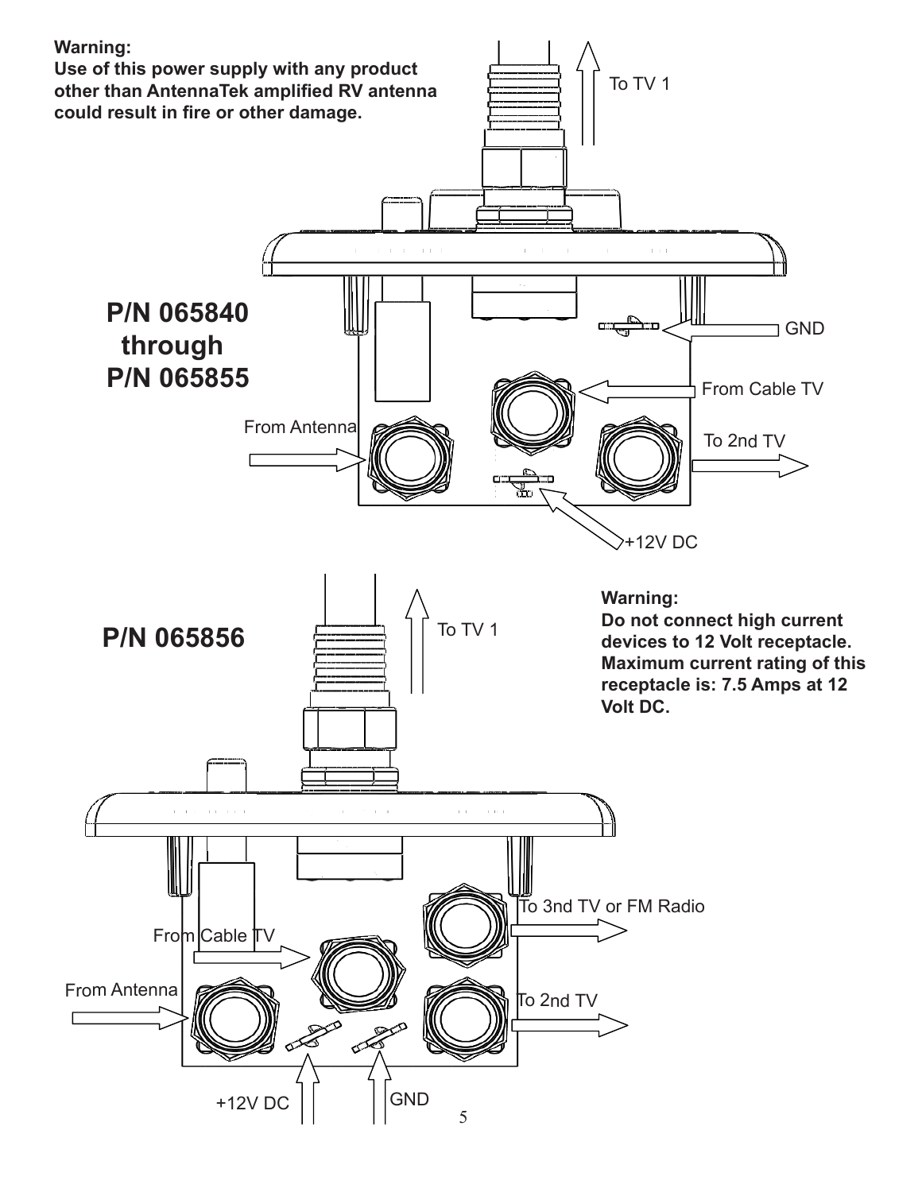**Warning:**
**Use of this power supply with any product other than AntennaTek amplified RV antenna could result in fire or other damage.**

## P/N 065840 through P/N 065855

To TV 1

GND

From Cable TV

From Antenna

To 2nd TV

+12V DC

## P/N 065856

To TV 1

**Warning:**
**Do not connect high current devices to 12 Volt receptacle. Maximum current rating of this receptacle is: 7.5 Amps at 12 Volt DC.**

To 3nd TV or FM Radio

From Cable TV

From Antenna

To 2nd TV

+12V DC

GND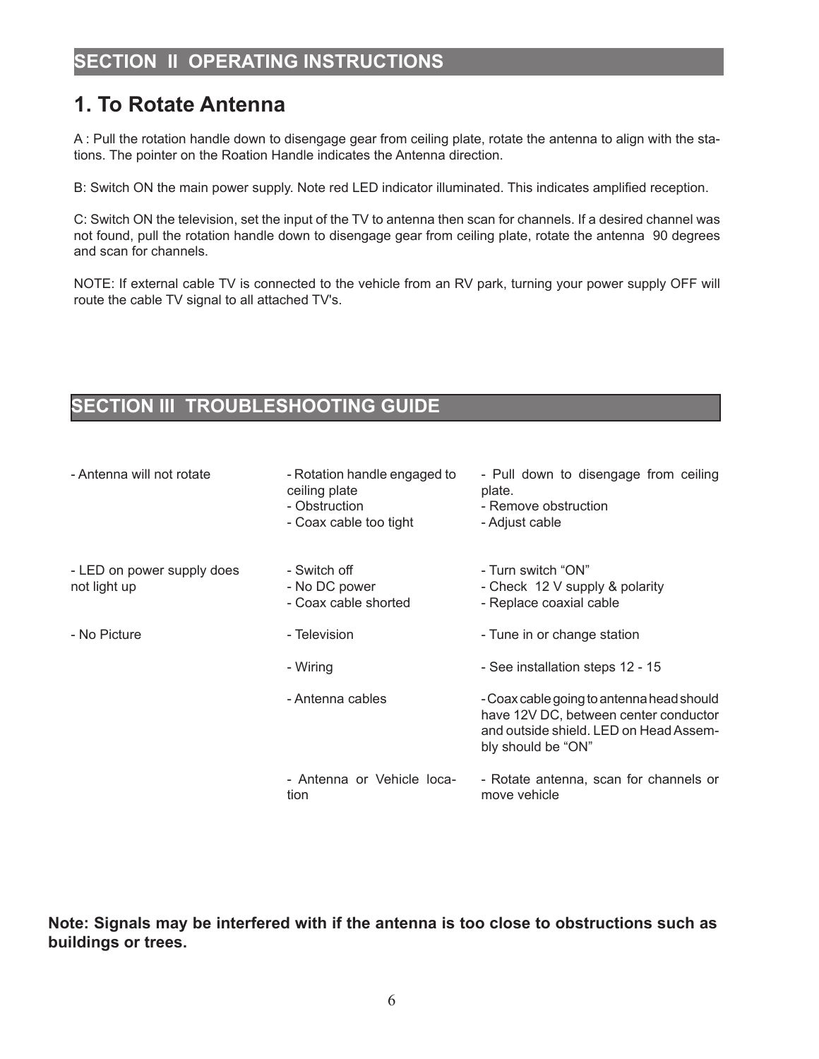## SECTION II OPERATING INSTRUCTIONS

# 1. To Rotate Antenna

A : Pull the rotation handle down to disengage gear from ceiling plate, rotate the antenna to align with the stations. The pointer on the Roation Handle indicates the Antenna direction.

B: Switch ON the main power supply. Note red LED indicator illuminated. This indicates amplified reception.

C: Switch ON the television, set the input of the TV to antenna then scan for channels. If a desired channel was not found, pull the rotation handle down to disengage gear from ceiling plate, rotate the antenna 90 degrees and scan for channels.

NOTE: If external cable TV is connected to the vehicle from an RV park, turning your power supply OFF will route the cable TV signal to all attached TV's.

## SECTION III TROUBLESHOOTING GUIDE

| | | |
|---|---|---|
| - Antenna will not rotate | - Rotation handle engaged to ceiling plate<br>- Obstruction<br>- Coax cable too tight | - Pull down to disengage from ceiling plate.<br>- Remove obstruction<br>- Adjust cable |
| - LED on power supply does not light up | - Switch off<br>- No DC power<br>- Coax cable shorted | - Turn switch "ON"<br>- Check 12 V supply & polarity<br>- Replace coaxial cable |
| - No Picture | - Television | - Tune in or change station |
| | - Wiring | - See installation steps 12 - 15 |
| | - Antenna cables | - Coax cable going to antenna head should have 12V DC, between center conductor and outside shield. LED on Head Assembly should be "ON" |
| | - Antenna or Vehicle location | - Rotate antenna, scan for channels or move vehicle |

**Note: Signals may be interfered with if the antenna is too close to obstructions such as buildings or trees.**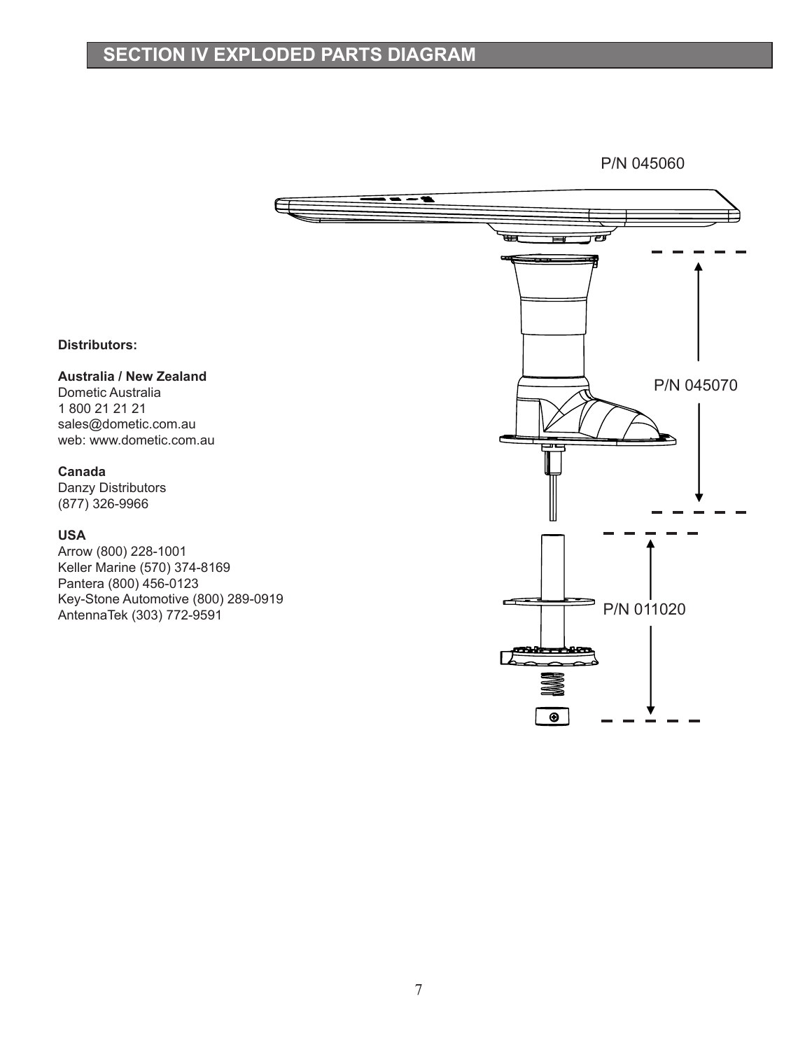## SECTION IV EXPLODED PARTS DIAGRAM

P/N 045060

P/N 045070

P/N 011020

**Distributors:**

**Australia / New Zealand**
Dometic Australia
1 800 21 21 21
sales@dometic.com.au
web: www.dometic.com.au

**Canada**
Danzy Distributors
(877) 326-9966

**USA**
Arrow (800) 228-1001
Keller Marine (570) 374-8169
Pantera (800) 456-0123
Key-Stone Automotive (800) 289-0919
AntennaTek (303) 772-9591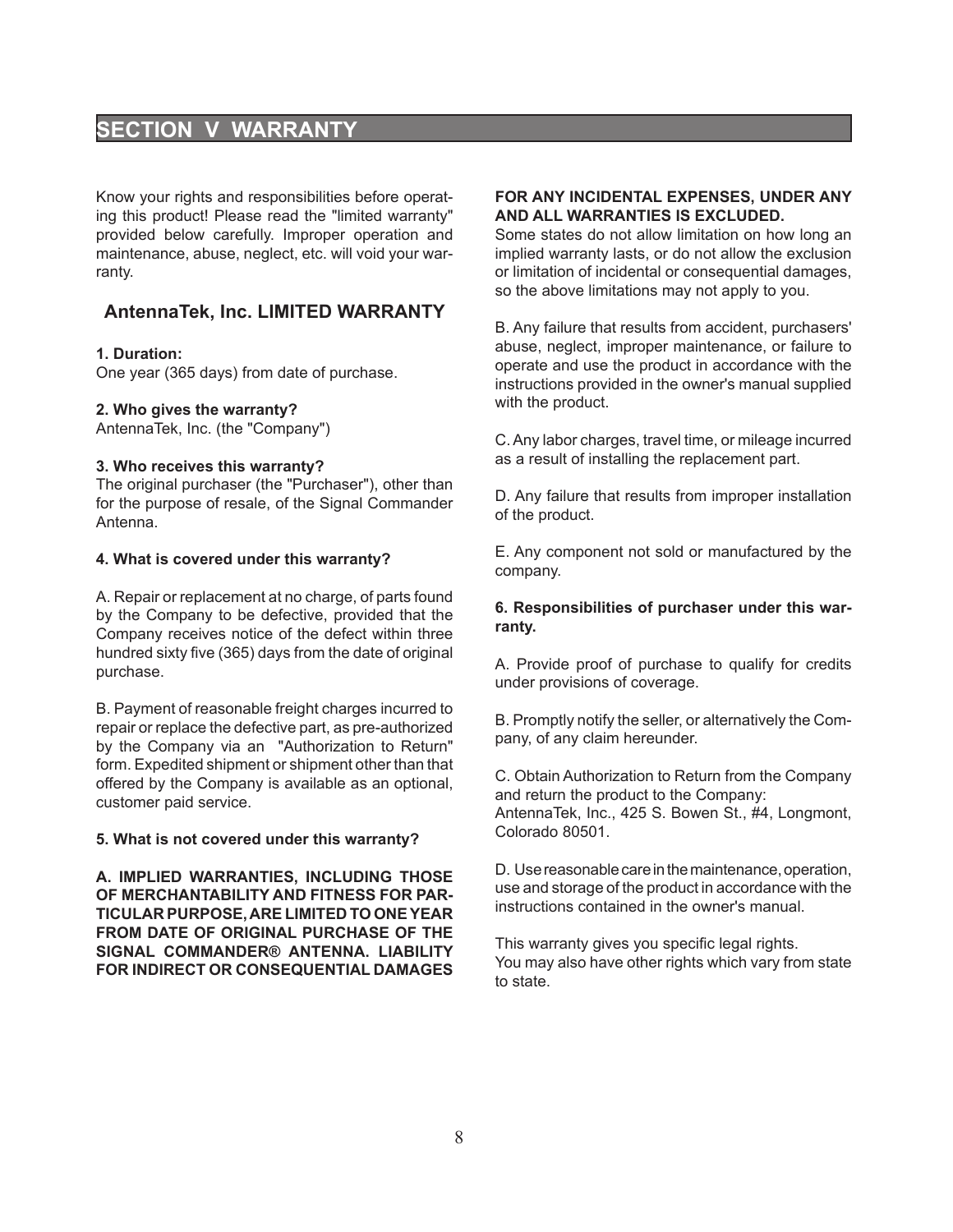# SECTION V WARRANTY

Know your rights and responsibilities before operating this product! Please read the "limited warranty" provided below carefully. Improper operation and maintenance, abuse, neglect, etc. will void your warranty.

## AntennaTek, Inc. LIMITED WARRANTY

**1. Duration:**
One year (365 days) from date of purchase.

**2. Who gives the warranty?**
AntennaTek, Inc. (the "Company")

**3. Who receives this warranty?**
The original purchaser (the "Purchaser"), other than for the purpose of resale, of the Signal Commander Antenna.

**4. What is covered under this warranty?**

A. Repair or replacement at no charge, of parts found by the Company to be defective, provided that the Company receives notice of the defect within three hundred sixty five (365) days from the date of original purchase.

B. Payment of reasonable freight charges incurred to repair or replace the defective part, as pre-authorized by the Company via an "Authorization to Return" form. Expedited shipment or shipment other than that offered by the Company is available as an optional, customer paid service.

**5. What is not covered under this warranty?**

**A. IMPLIED WARRANTIES, INCLUDING THOSE OF MERCHANTABILITY AND FITNESS FOR PARTICULAR PURPOSE, ARE LIMITED TO ONE YEAR FROM DATE OF ORIGINAL PURCHASE OF THE SIGNAL COMMANDER® ANTENNA. LIABILITY FOR INDIRECT OR CONSEQUENTIAL DAMAGES FOR ANY INCIDENTAL EXPENSES, UNDER ANY AND ALL WARRANTIES IS EXCLUDED.**
Some states do not allow limitation on how long an implied warranty lasts, or do not allow the exclusion or limitation of incidental or consequential damages, so the above limitations may not apply to you.

B. Any failure that results from accident, purchasers' abuse, neglect, improper maintenance, or failure to operate and use the product in accordance with the instructions provided in the owner's manual supplied with the product.

C. Any labor charges, travel time, or mileage incurred as a result of installing the replacement part.

D. Any failure that results from improper installation of the product.

E. Any component not sold or manufactured by the company.

**6. Responsibilities of purchaser under this warranty.**

A. Provide proof of purchase to qualify for credits under provisions of coverage.

B. Promptly notify the seller, or alternatively the Company, of any claim hereunder.

C. Obtain Authorization to Return from the Company and return the product to the Company:
AntennaTek, Inc., 425 S. Bowen St., #4, Longmont, Colorado 80501.

D. Use reasonable care in the maintenance, operation, use and storage of the product in accordance with the instructions contained in the owner's manual.

This warranty gives you specific legal rights.
You may also have other rights which vary from state to state.